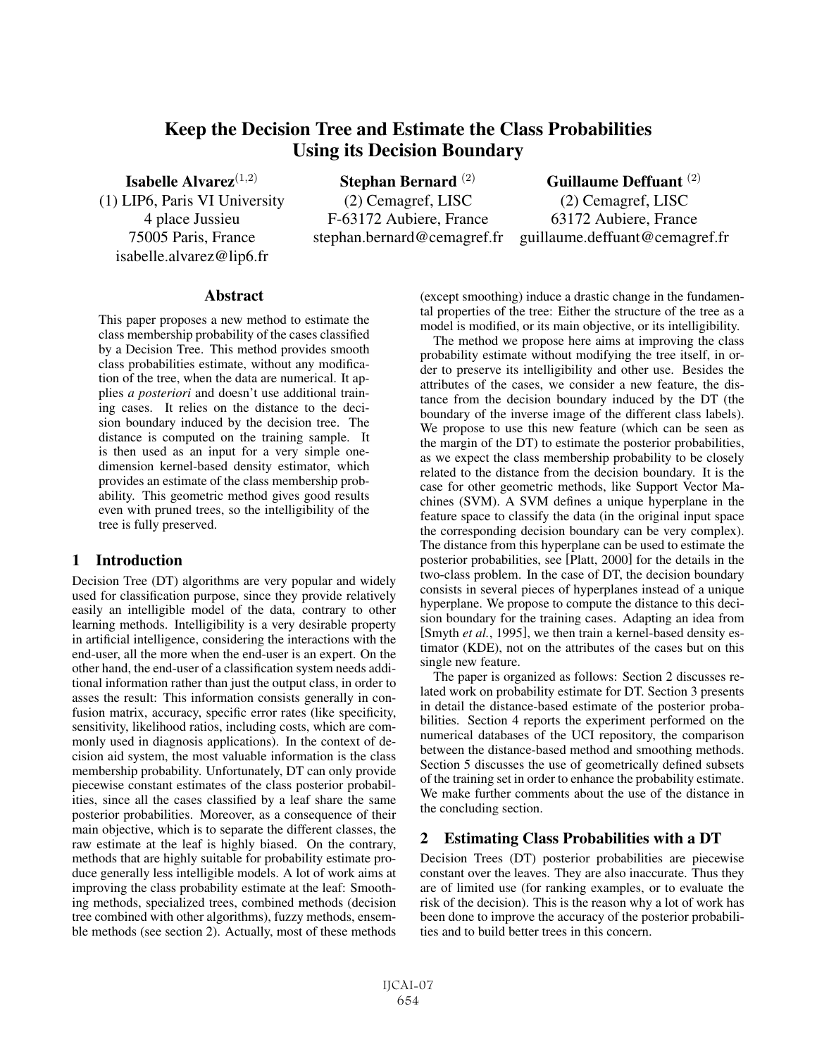# Keep the Decision Tree and Estimate the Class Probabilities Using its Decision Boundary

**Isabelle Alvarez**[1,2]
(1) LIP6, Paris VI University
4 place Jussieu
75005 Paris, France
isabelle.alvarez@lip6.fr

**Stephan Bernard** [2]
(2) Cemagref, LISC
F-63172 Aubiere, France
stephan.bernard@cemagref.fr

**Guillaume Deffuant** [2]
(2) Cemagref, LISC
63172 Aubiere, France
guillaume.deffuant@cemagref.fr

## Abstract

This paper proposes a new method to estimate the class membership probability of the cases classified by a Decision Tree. This method provides smooth class probabilities estimate, without any modification of the tree, when the data are numerical. It applies *a posteriori* and doesn't use additional training cases. It relies on the distance to the decision boundary induced by the decision tree. The distance is computed on the training sample. It is then used as an input for a very simple one-dimension kernel-based density estimator, which provides an estimate of the class membership probability. This geometric method gives good results even with pruned trees, so the intelligibility of the tree is fully preserved.

## 1 Introduction

Decision Tree (DT) algorithms are very popular and widely used for classification purpose, since they provide relatively easily an intelligible model of the data, contrary to other learning methods. Intelligibility is a very desirable property in artificial intelligence, considering the interactions with the end-user, all the more when the end-user is an expert. On the other hand, the end-user of a classification system needs additional information rather than just the output class, in order to asses the result: This information consists generally in confusion matrix, accuracy, specific error rates (like specificity, sensitivity, likelihood ratios, including costs, which are commonly used in diagnosis applications). In the context of decision aid system, the most valuable information is the class membership probability. Unfortunately, DT can only provide piecewise constant estimates of the class posterior probabilities, since all the cases classified by a leaf share the same posterior probabilities. Moreover, as a consequence of their main objective, which is to separate the different classes, the raw estimate at the leaf is highly biased. On the contrary, methods that are highly suitable for probability estimate produce generally less intelligible models. A lot of work aims at improving the class probability estimate at the leaf: Smoothing methods, specialized trees, combined methods (decision tree combined with other algorithms), fuzzy methods, ensemble methods (see section 2). Actually, most of these methods (except smoothing) induce a drastic change in the fundamental properties of the tree: Either the structure of the tree as a model is modified, or its main objective, or its intelligibility.

The method we propose here aims at improving the class probability estimate without modifying the tree itself, in order to preserve its intelligibility and other use. Besides the attributes of the cases, we consider a new feature, the distance from the decision boundary induced by the DT (the boundary of the inverse image of the different class labels). We propose to use this new feature (which can be seen as the margin of the DT) to estimate the posterior probabilities, as we expect the class membership probability to be closely related to the distance from the decision boundary. It is the case for other geometric methods, like Support Vector Machines (SVM). A SVM defines a unique hyperplane in the feature space to classify the data (in the original input space the corresponding decision boundary can be very complex). The distance from this hyperplane can be used to estimate the posterior probabilities, see [Platt, 2000] for the details in the two-class problem. In the case of DT, the decision boundary consists in several pieces of hyperplanes instead of a unique hyperplane. We propose to compute the distance to this decision boundary for the training cases. Adapting an idea from [Smyth *et al.*, 1995], we then train a kernel-based density estimator (KDE), not on the attributes of the cases but on this single new feature.

The paper is organized as follows: Section 2 discusses related work on probability estimate for DT. Section 3 presents in detail the distance-based estimate of the posterior probabilities. Section 4 reports the experiment performed on the numerical databases of the UCI repository, the comparison between the distance-based method and smoothing methods. Section 5 discusses the use of geometrically defined subsets of the training set in order to enhance the probability estimate. We make further comments about the use of the distance in the concluding section.

## 2 Estimating Class Probabilities with a DT

Decision Trees (DT) posterior probabilities are piecewise constant over the leaves. They are also inaccurate. Thus they are of limited use (for ranking examples, or to evaluate the risk of the decision). This is the reason why a lot of work has been done to improve the accuracy of the posterior probabilities and to build better trees in this concern.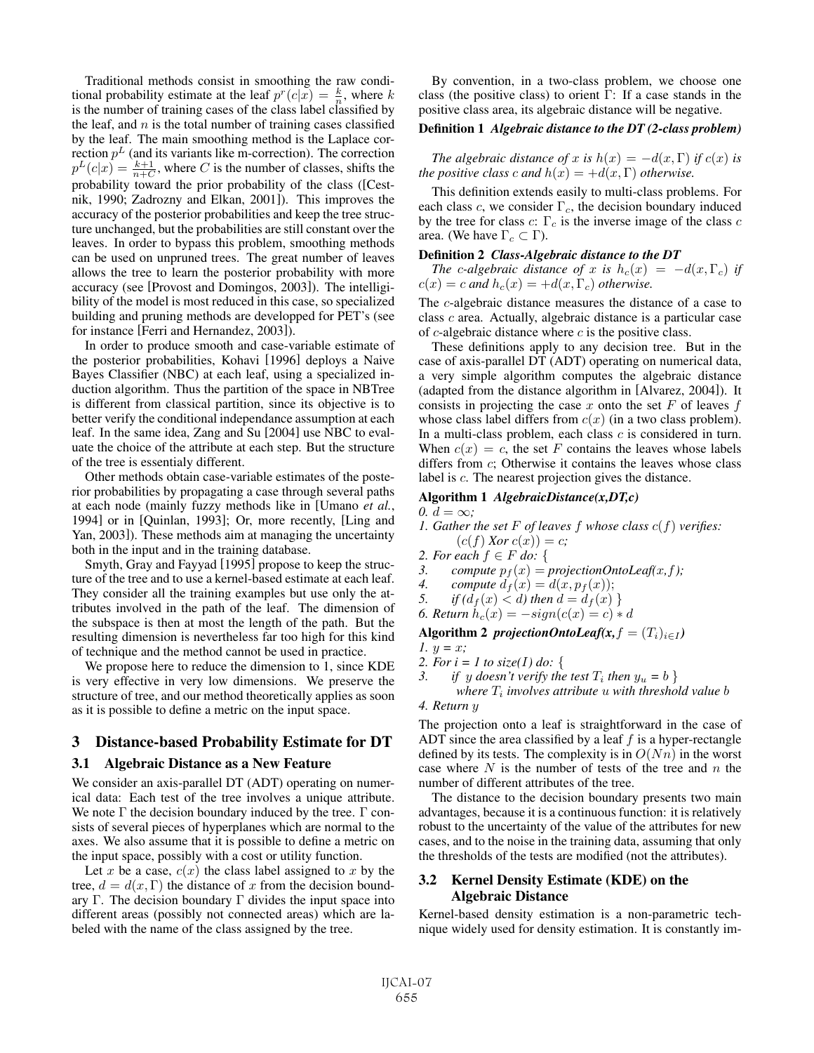Traditional methods consist in smoothing the raw conditional probability estimate at the leaf $p^r(c|x) = \frac{k}{n}$, where $k$ is the number of training cases of the class label classified by the leaf, and $n$ is the total number of training cases classified by the leaf. The main smoothing method is the Laplace correction $p^L$ (and its variants like m-correction). The correction $p^L(c|x) = \frac{k+1}{n+C}$, where $C$ is the number of classes, shifts the probability toward the prior probability of the class ([Cestnik, 1990; Zadrozny and Elkan, 2001]). This improves the accuracy of the posterior probabilities and keep the tree structure unchanged, but the probabilities are still constant over the leaves. In order to bypass this problem, smoothing methods can be used on unpruned trees. The great number of leaves allows the tree to learn the posterior probability with more accuracy (see [Provost and Domingos, 2003]). The intelligibility of the model is most reduced in this case, so specialized building and pruning methods are developped for PET's (see for instance [Ferri and Hernandez, 2003]).

In order to produce smooth and case-variable estimate of the posterior probabilities, Kohavi [1996] deploys a Naive Bayes Classifier (NBC) at each leaf, using a specialized induction algorithm. Thus the partition of the space in NBTree is different from classical partition, since its objective is to better verify the conditional independance assumption at each leaf. In the same idea, Zang and Su [2004] use NBC to evaluate the choice of the attribute at each step. But the structure of the tree is essentialy different.

Other methods obtain case-variable estimates of the posterior probabilities by propagating a case through several paths at each node (mainly fuzzy methods like in [Umano *et al.*, 1994] or in [Quinlan, 1993]; Or, more recently, [Ling and Yan, 2003]). These methods aim at managing the uncertainty both in the input and in the training database.

Smyth, Gray and Fayyad [1995] propose to keep the structure of the tree and to use a kernel-based estimate at each leaf. They consider all the training examples but use only the attributes involved in the path of the leaf. The dimension of the subspace is then at most the length of the path. But the resulting dimension is nevertheless far too high for this kind of technique and the method cannot be used in practice.

We propose here to reduce the dimension to 1, since KDE is very effective in very low dimensions. We preserve the structure of tree, and our method theoretically applies as soon as it is possible to define a metric on the input space.

## 3 Distance-based Probability Estimate for DT

### 3.1 Algebraic Distance as a New Feature

We consider an axis-parallel DT (ADT) operating on numerical data: Each test of the tree involves a unique attribute. We note $\Gamma$ the decision boundary induced by the tree. $\Gamma$ consists of several pieces of hyperplanes which are normal to the axes. We also assume that it is possible to define a metric on the input space, possibly with a cost or utility function.

Let $x$ be a case, $c(x)$ the class label assigned to $x$ by the tree, $d = d(x, \Gamma)$ the distance of $x$ from the decision boundary $\Gamma$. The decision boundary $\Gamma$ divides the input space into different areas (possibly not connected areas) which are labeled with the name of the class assigned by the tree.

By convention, in a two-class problem, we choose one class (the positive class) to orient $\Gamma$: If a case stands in the positive class area, its algebraic distance will be negative.

**Definition 1** ***Algebraic distance to the DT (2-class problem)***

*The algebraic distance of $x$ is $h(x) = -d(x, \Gamma)$ if $c(x)$ is the positive class $c$ and $h(x) = +d(x, \Gamma)$ otherwise.*

This definition extends easily to multi-class problems. For each class $c$, we consider $\Gamma_c$, the decision boundary induced by the tree for class $c$: $\Gamma_c$ is the inverse image of the class $c$ area. (We have $\Gamma_c \subset \Gamma$).

**Definition 2** ***Class-Algebraic distance to the DT***

*The $c$-algebraic distance of $x$ is $h_c(x) = -d(x, \Gamma_c)$ if $c(x) = c$ and $h_c(x) = +d(x, \Gamma_c)$ otherwise.*

The $c$-algebraic distance measures the distance of a case to class $c$ area. Actually, algebraic distance is a particular case of $c$-algebraic distance where $c$ is the positive class.

These definitions apply to any decision tree. But in the case of axis-parallel DT (ADT) operating on numerical data, a very simple algorithm computes the algebraic distance (adapted from the distance algorithm in [Alvarez, 2004]). It consists in projecting the case $x$ onto the set $F$ of leaves $f$ whose class label differs from $c(x)$ (in a two class problem). In a multi-class problem, each class $c$ is considered in turn. When $c(x) = c$, the set $F$ contains the leaves whose labels differs from $c$; Otherwise it contains the leaves whose class label is $c$. The nearest projection gives the distance.

**Algorithm 1** ***AlgebraicDistance(x,DT,c)***

*0.* $d = \infty$;
*1. Gather the set $F$ of leaves $f$ whose class $c(f)$ verifies:*
   $(c(f)$ *Xor* $c(x)) = c$;
*2. For each $f \in F$ do:* {
*3.* compute $p_f(x) =$ *projectionOntoLeaf*$(x, f)$;
*4.* compute $d_f(x) = d(x, p_f(x))$;
*5.* *if* $(d_f(x) < d)$ *then* $d = d_f(x)$ }
*6. Return* $h_c(x) = -sign(c(x) = c) * d$

**Algorithm 2** ***projectionOntoLeaf(x,*** $f = (T_i)_{i \in I}$***)***

*1. y = x;*
*2. For i = 1 to size(I) do:* {
*3.* *if* $y$ *doesn't verify the test* $T_i$ *then* $y_u = b$ }
   *where* $T_i$ *involves attribute* $u$ *with threshold value* $b$
*4. Return* $y$

The projection onto a leaf is straightforward in the case of ADT since the area classified by a leaf $f$ is a hyper-rectangle defined by its tests. The complexity is in $O(Nn)$ in the worst case where $N$ is the number of tests of the tree and $n$ the number of different attributes of the tree.

The distance to the decision boundary presents two main advantages, because it is a continuous function: it is relatively robust to the uncertainty of the value of the attributes for new cases, and to the noise in the training data, assuming that only the thresholds of the tests are modified (not the attributes).

### 3.2 Kernel Density Estimate (KDE) on the Algebraic Distance

Kernel-based density estimation is a non-parametric technique widely used for density estimation. It is constantly im-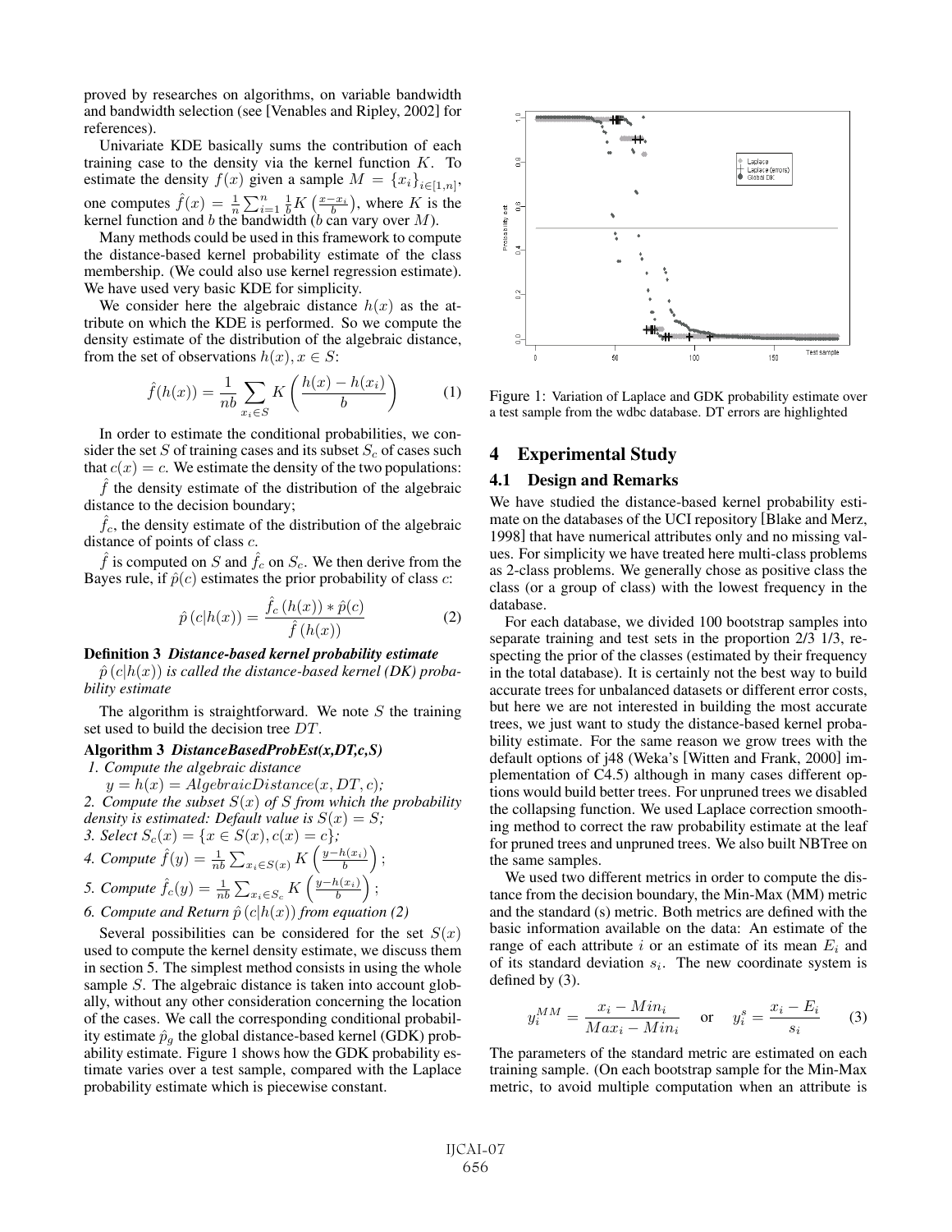proved by researches on algorithms, on variable bandwidth and bandwidth selection (see [Venables and Ripley, 2002] for references).

Univariate KDE basically sums the contribution of each training case to the density via the kernel function $K$. To estimate the density $f(x)$ given a sample $M = \{x_i\}_{i \in [1,n]}$, one computes $\hat{f}(x) = \frac{1}{n}\sum_{i=1}^{n} \frac{1}{b} K\left(\frac{x-x_i}{b}\right)$, where $K$ is the kernel function and $b$ the bandwidth ($b$ can vary over $M$).

Many methods could be used in this framework to compute the distance-based kernel probability estimate of the class membership. (We could also use kernel regression estimate). We have used very basic KDE for simplicity.

We consider here the algebraic distance $h(x)$ as the attribute on which the KDE is performed. So we compute the density estimate of the distribution of the algebraic distance, from the set of observations $h(x), x \in S$:

$$\hat{f}(h(x)) = \frac{1}{nb} \sum_{x_i \in S} K\left(\frac{h(x) - h(x_i)}{b}\right) \quad (1)$$

In order to estimate the conditional probabilities, we consider the set $S$ of training cases and its subset $S_c$ of cases such that $c(x) = c$. We estimate the density of the two populations:

$\hat{f}$ the density estimate of the distribution of the algebraic distance to the decision boundary;

$\hat{f}_c$, the density estimate of the distribution of the algebraic distance of points of class $c$.

$\hat{f}$ is computed on $S$ and $\hat{f}_c$ on $S_c$. We then derive from the Bayes rule, if $\hat{p}(c)$ estimates the prior probability of class $c$:

$$\hat{p}\left(c|h(x)\right) = \frac{\hat{f}_c\left(h(x)\right) * \hat{p}(c)}{\hat{f}\left(h(x)\right)} \quad (2)$$

**Definition 3** ***Distance-based kernel probability estimate***

*$\hat{p}\left(c|h(x)\right)$ is called the distance-based kernel (DK) probability estimate*

The algorithm is straightforward. We note $S$ the training set used to build the decision tree $DT$.

**Algorithm 3** ***DistanceBasedProbEst(x,DT,c,S)***

*1. Compute the algebraic distance*

$y = h(x) = AlgebraicDistance(x, DT, c)$;

*2. Compute the subset $S(x)$ of $S$ from which the probability density is estimated: Default value is $S(x) = S$;*

*3. Select $S_c(x) = \{x \in S(x), c(x) = c\}$;*

*4. Compute $\hat{f}(y) = \frac{1}{nb}\sum_{x_i \in S(x)} K\left(\frac{y-h(x_i)}{b}\right)$;*

*5. Compute $\hat{f}_c(y) = \frac{1}{nb}\sum_{x_i \in S_c} K\left(\frac{y-h(x_i)}{b}\right)$;*

*6. Compute and Return $\hat{p}\left(c|h(x)\right)$ from equation (2)*

Several possibilities can be considered for the set $S(x)$ used to compute the kernel density estimate, we discuss them in section 5. The simplest method consists in using the whole sample $S$. The algebraic distance is taken into account globally, without any other consideration concerning the location of the cases. We call the corresponding conditional probability estimate $\hat{p}_g$ the global distance-based kernel (GDK) probability estimate. Figure 1 shows how the GDK probability estimate varies over a test sample, compared with the Laplace probability estimate which is piecewise constant.

Figure 1: Variation of Laplace and GDK probability estimate over a test sample from the wdbc database. DT errors are highlighted

## 4 Experimental Study

### 4.1 Design and Remarks

We have studied the distance-based kernel probability estimate on the databases of the UCI repository [Blake and Merz, 1998] that have numerical attributes only and no missing values. For simplicity we have treated here multi-class problems as 2-class problems. We generally chose as positive class the class (or a group of class) with the lowest frequency in the database.

For each database, we divided 100 bootstrap samples into separate training and test sets in the proportion 2/3 1/3, respecting the prior of the classes (estimated by their frequency in the total database). It is certainly not the best way to build accurate trees for unbalanced datasets or different error costs, but here we are not interested in building the most accurate trees, we just want to study the distance-based kernel probability estimate. For the same reason we grow trees with the default options of j48 (Weka's [Witten and Frank, 2000] implementation of C4.5) although in many cases different options would build better trees. For unpruned trees we disabled the collapsing function. We used Laplace correction smoothing method to correct the raw probability estimate at the leaf for pruned trees and unpruned trees. We also built NBTree on the same samples.

We used two different metrics in order to compute the distance from the decision boundary, the Min-Max (MM) metric and the standard (s) metric. Both metrics are defined with the basic information available on the data: An estimate of the range of each attribute $i$ or an estimate of its mean $E_i$ and of its standard deviation $s_i$. The new coordinate system is defined by (3).

$$y_i^{MM} = \frac{x_i - Min_i}{Max_i - Min_i} \quad \text{or} \quad y_i^s = \frac{x_i - E_i}{s_i} \quad (3)$$

The parameters of the standard metric are estimated on each training sample. (On each bootstrap sample for the Min-Max metric, to avoid multiple computation when an attribute is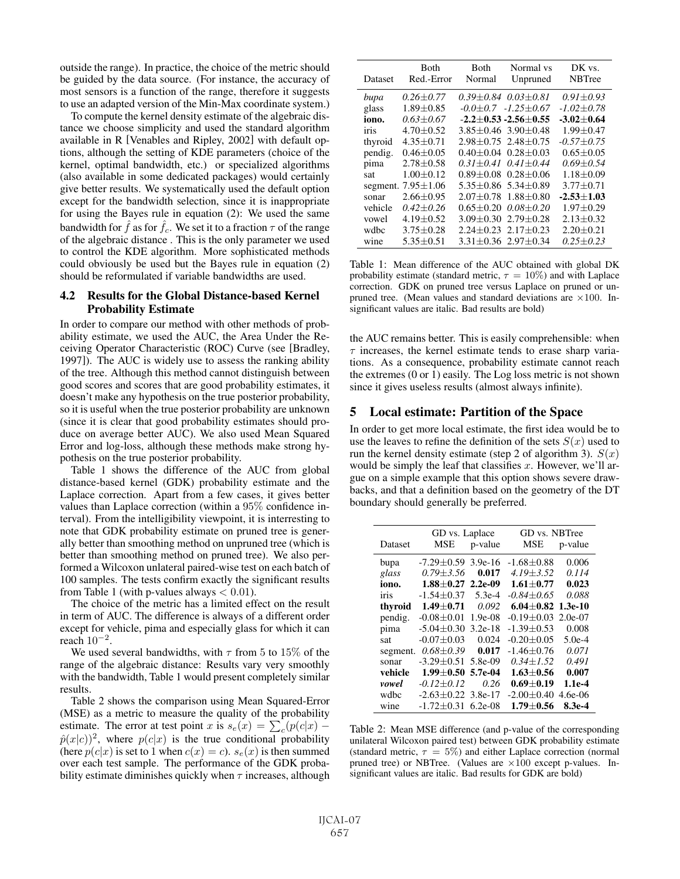outside the range). In practice, the choice of the metric should be guided by the data source. (For instance, the accuracy of most sensors is a function of the range, therefore it suggests to use an adapted version of the Min-Max coordinate system.)

To compute the kernel density estimate of the algebraic distance we choose simplicity and used the standard algorithm available in R [Venables and Ripley, 2002] with default options, although the setting of KDE parameters (choice of the kernel, optimal bandwidth, etc.) or specialized algorithms (also available in some dedicated packages) would certainly give better results. We systematically used the default option except for the bandwidth selection, since it is inappropriate for using the Bayes rule in equation (2): We used the same bandwidth for $\hat{f}$ as for $\hat{f}_c$. We set it to a fraction $\tau$ of the range of the algebraic distance . This is the only parameter we used to control the KDE algorithm. More sophisticated methods could obviously be used but the Bayes rule in equation (2) should be reformulated if variable bandwidths are used.

### 4.2 Results for the Global Distance-based Kernel Probability Estimate

In order to compare our method with other methods of probability estimate, we used the AUC, the Area Under the Receiving Operator Characteristic (ROC) Curve (see [Bradley, 1997]). The AUC is widely use to assess the ranking ability of the tree. Although this method cannot distinguish between good scores and scores that are good probability estimates, it doesn't make any hypothesis on the true posterior probability, so it is useful when the true posterior probability are unknown (since it is clear that good probability estimates should produce on average better AUC). We also used Mean Squared Error and log-loss, although these methods make strong hypothesis on the true posterior probability.

Table 1 shows the difference of the AUC from global distance-based kernel (GDK) probability estimate and the Laplace correction. Apart from a few cases, it gives better values than Laplace correction (within a 95% confidence interval). From the intelligibility viewpoint, it is interresting to note that GDK probability estimate on pruned tree is generally better than smoothing method on unpruned tree (which is better than smoothing method on pruned tree). We also performed a Wilcoxon unlateral paired-wise test on each batch of 100 samples. The tests confirm exactly the significant results from Table 1 (with p-values always $< 0.01$).

The choice of the metric has a limited effect on the result in term of AUC. The difference is always of a different order except for vehicle, pima and especially glass for which it can reach $10^{-2}$.

We used several bandwidths, with $\tau$ from 5 to 15% of the range of the algebraic distance: Results vary very smoothly with the bandwidth, Table 1 would present completely similar results.

Table 2 shows the comparison using Mean Squared-Error (MSE) as a metric to measure the quality of the probability estimate. The error at test point $x$ is $s_e(x) = \sum_c (p(c|x) - \hat{p}(x|c))^2$, where $p(c|x)$ is the true conditional probability (here $p(c|x)$ is set to 1 when $c(x) = c$). $s_e(x)$ is then summed over each test sample. The performance of the GDK probability estimate diminishes quickly when $\tau$ increases, although the AUC remains better. This is easily comprehensible: when $\tau$ increases, the kernel estimate tends to erase sharp variations. As a consequence, probability estimate cannot reach the extremes (0 or 1) easily. The Log loss metric is not shown since it gives useless results (almost always infinite).

| Dataset | Both Red.-Error | Both Normal | Normal vs Unpruned | DK vs. NBTree |
|---|---|---|---|---|
| *bupa* | *0.26±0.77* | *0.39±0.84* | *0.03±0.81* | *0.91±0.93* |
| glass | 1.89±0.85 | *-0.0±0.7* | *-1.25±0.67* | *-1.02±0.78* |
| **iono.** | *0.63±0.67* | **-2.2±0.53** | **-2.56±0.55** | **-3.02±0.64** |
| iris | 4.70±0.52 | 3.85±0.46 | 3.90±0.48 | 1.99±0.47 |
| thyroid | 4.35±0.71 | 2.98±0.75 | 2.48±0.75 | *-0.57±0.75* |
| pendig. | 0.46±0.05 | 0.40±0.04 | 0.28±0.03 | 0.65±0.05 |
| pima | 2.78±0.58 | *0.31±0.41* | *0.41±0.44* | *0.69±0.54* |
| sat | 1.00±0.12 | 0.89±0.08 | 0.28±0.06 | 1.18±0.09 |
| segment. | 7.95±1.06 | 5.35±0.86 | 5.34±0.89 | 3.77±0.71 |
| sonar | 2.66±0.95 | 2.07±0.78 | 1.88±0.80 | **-2.53±1.03** |
| vehicle | *0.42±0.26* | 0.65±0.20 | *0.08±0.20* | 1.97±0.29 |
| vowel | 4.19±0.52 | 3.09±0.30 | 2.79±0.28 | 2.13±0.32 |
| wdbc | 3.75±0.28 | 2.24±0.23 | 2.17±0.23 | 2.20±0.21 |
| wine | 5.35±0.51 | 3.31±0.36 | 2.97±0.34 | *0.25±0.23* |

Table 1: Mean difference of the AUC obtained with global DK probability estimate (standard metric, $\tau = 10\%$) and with Laplace correction. GDK on pruned tree versus Laplace on pruned or unpruned tree. (Mean values and standard deviations are $\times 100$. Insignificant values are italic. Bad results are bold)

## 5 Local estimate: Partition of the Space

In order to get more local estimate, the first idea would be to use the leaves to refine the definition of the sets $S(x)$ used to run the kernel density estimate (step 2 of algorithm 3). $S(x)$ would be simply the leaf that classifies $x$. However, we'll argue on a simple example that this option shows severe drawbacks, and that a definition based on the geometry of the DT boundary should generally be preferred.

| Dataset | GD vs. Laplace MSE | p-value | GD vs. NBTree MSE | p-value |
|---|---|---|---|---|
| bupa | -7.29±0.59 | 3.9e-16 | -1.68±0.88 | 0.006 |
| *glass* | *0.79±3.56* | **0.017** | *4.19±3.52* | *0.114* |
| **iono.** | **1.88±0.27** | **2.2e-09** | **1.61±0.77** | **0.023** |
| iris | -1.54±0.37 | 5.3e-4 | *-0.84±0.65* | *0.088* |
| **thyroid** | **1.49±0.71** | *0.092* | **6.04±0.82** | **1.3e-10** |
| pendig. | -0.08±0.01 | 1.9e-08 | -0.19±0.03 | 2.0e-07 |
| pima | -5.04±0.30 | 3.2e-18 | -1.39±0.53 | 0.008 |
| sat | -0.07±0.03 | 0.024 | -0.20±0.05 | 5.0e-4 |
| segment. | *0.68±0.39* | **0.017** | -1.46±0.76 | *0.071* |
| sonar | -3.29±0.51 | 5.8e-09 | *0.34±1.52* | *0.491* |
| **vehicle** | **1.99±0.50** | **5.7e-04** | **1.63±0.56** | **0.007** |
| ***vowel*** | *-0.12±0.12* | *0.26* | **0.69±0.19** | **1.1e-4** |
| wdbc | -2.63±0.22 | 3.8e-17 | -2.00±0.40 | 4.6e-06 |
| wine | -1.72±0.31 | 6.2e-08 | **1.79±0.56** | **8.3e-4** |

Table 2: Mean MSE difference (and p-value of the corresponding unilateral Wilcoxon paired test) between GDK probability estimate (standard metric, $\tau = 5\%$) and either Laplace correction (normal pruned tree) or NBTree. (Values are $\times 100$ except p-values. Insignificant values are italic. Bad results for GDK are bold)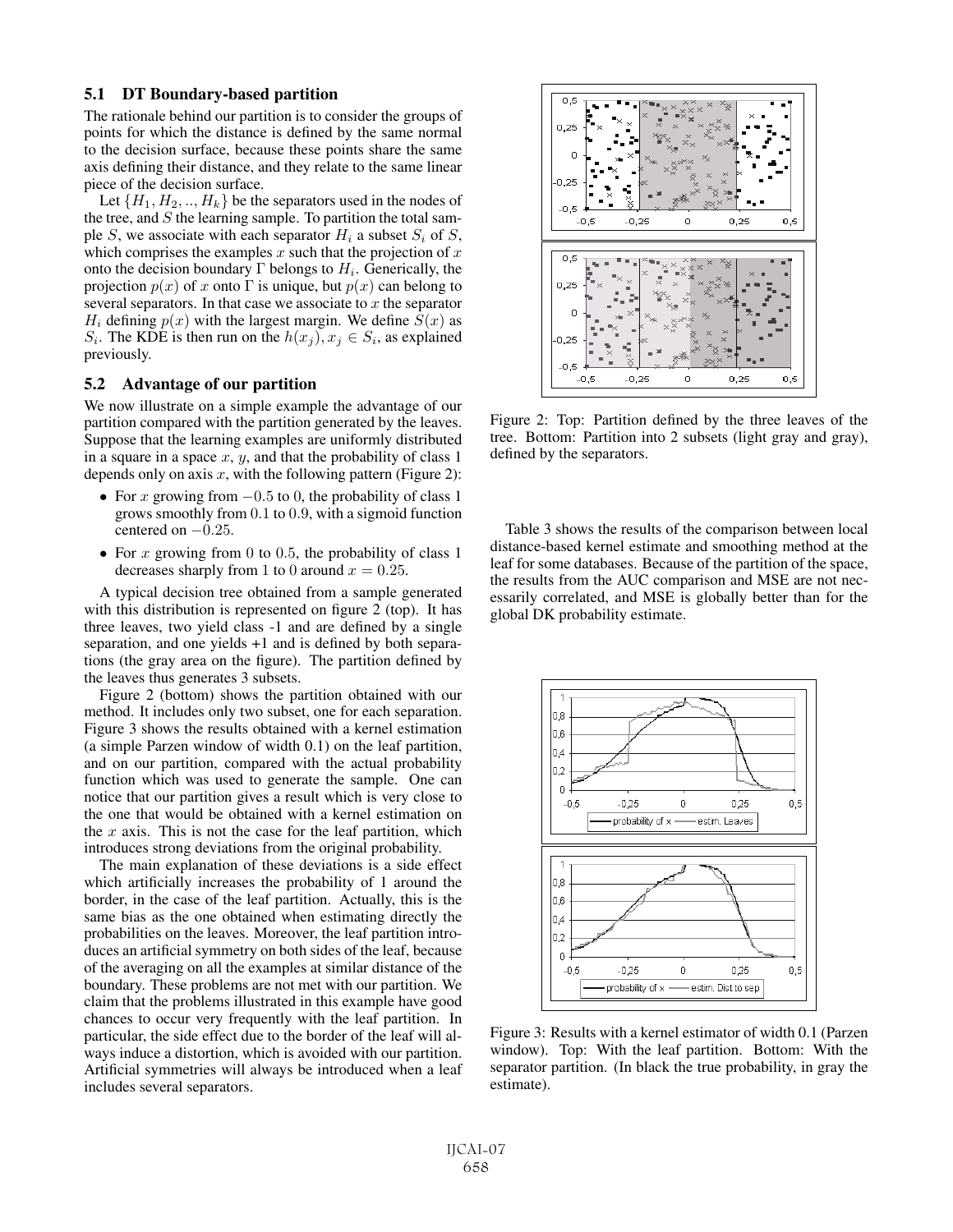### 5.1 DT Boundary-based partition

The rationale behind our partition is to consider the groups of points for which the distance is defined by the same normal to the decision surface, because these points share the same axis defining their distance, and they relate to the same linear piece of the decision surface.

Let $\{H_1, H_2, .., H_k\}$ be the separators used in the nodes of the tree, and $S$ the learning sample. To partition the total sample $S$, we associate with each separator $H_i$ a subset $S_i$ of $S$, which comprises the examples $x$ such that the projection of $x$ onto the decision boundary $\Gamma$ belongs to $H_i$. Generically, the projection $p(x)$ of $x$ onto $\Gamma$ is unique, but $p(x)$ can belong to several separators. In that case we associate to $x$ the separator $H_i$ defining $p(x)$ with the largest margin. We define $S(x)$ as $S_i$. The KDE is then run on the $h(x_j), x_j \in S_i$, as explained previously.

### 5.2 Advantage of our partition

We now illustrate on a simple example the advantage of our partition compared with the partition generated by the leaves. Suppose that the learning examples are uniformly distributed in a square in a space $x$, $y$, and that the probability of class 1 depends only on axis $x$, with the following pattern (Figure 2):

- For $x$ growing from $-0.5$ to 0, the probability of class 1 grows smoothly from 0.1 to 0.9, with a sigmoid function centered on $-0.25$.
- For $x$ growing from 0 to 0.5, the probability of class 1 decreases sharply from 1 to 0 around $x = 0.25$.

A typical decision tree obtained from a sample generated with this distribution is represented on figure 2 (top). It has three leaves, two yield class -1 and are defined by a single separation, and one yields +1 and is defined by both separations (the gray area on the figure). The partition defined by the leaves thus generates 3 subsets.

Figure 2 (bottom) shows the partition obtained with our method. It includes only two subset, one for each separation. Figure 3 shows the results obtained with a kernel estimation (a simple Parzen window of width 0.1) on the leaf partition, and on our partition, compared with the actual probability function which was used to generate the sample. One can notice that our partition gives a result which is very close to the one that would be obtained with a kernel estimation on the $x$ axis. This is not the case for the leaf partition, which introduces strong deviations from the original probability.

The main explanation of these deviations is a side effect which artificially increases the probability of 1 around the border, in the case of the leaf partition. Actually, this is the same bias as the one obtained when estimating directly the probabilities on the leaves. Moreover, the leaf partition introduces an artificial symmetry on both sides of the leaf, because of the averaging on all the examples at similar distance of the boundary. These problems are not met with our partition. We claim that the problems illustrated in this example have good chances to occur very frequently with the leaf partition. In particular, the side effect due to the border of the leaf will always induce a distortion, which is avoided with our partition. Artificial symmetries will always be introduced when a leaf includes several separators.

Figure 2: Top: Partition defined by the three leaves of the tree. Bottom: Partition into 2 subsets (light gray and gray), defined by the separators.

Table 3 shows the results of the comparison between local distance-based kernel estimate and smoothing method at the leaf for some databases. Because of the partition of the space, the results from the AUC comparison and MSE are not necessarily correlated, and MSE is globally better than for the global DK probability estimate.

Figure 3: Results with a kernel estimator of width 0.1 (Parzen window). Top: With the leaf partition. Bottom: With the separator partition. (In black the true probability, in gray the estimate).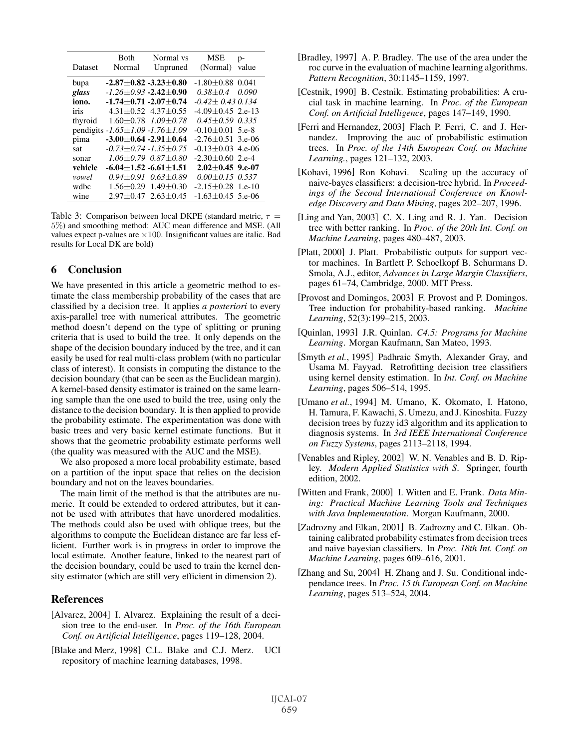| Dataset | Both Normal | Normal vs Unpruned | MSE (Normal) | p-value |
|---|---|---|---|---|
| bupa | **-2.87±0.82** | **-3.23±0.80** | -1.80±0.88 | 0.041 |
| ***glass*** | *-1.26±0.93* | **-2.42±0.90** | *0.38±0.4* | *0.090* |
| **iono.** | **-1.74±0.71** | **-2.07±0.74** | *-0.42± 0.43* | *0.134* |
| iris | 4.31±0.52 | 4.37±0.55 | -4.09±0.45 | 2.e-13 |
| thyroid | 1.60±0.78 | *1.09±0.78* | *0.45±0.59* | *0.335* |
| pendigits | *-1.65±1.09* | *-1.76±1.09* | -0.10±0.01 | 5.e-8 |
| pima | **-3.00±0.64** | **-2.91±0.64** | -2.76±0.51 | 3.e-06 |
| sat | *-0.73±0.74* | *-1.35±0.75* | -0.13±0.03 | 4.e-06 |
| sonar | *1.06±0.79* | *0.87±0.80* | -2.30±0.60 | 2.e-4 |
| **vehicle** | **-6.04±1.52** | **-6.61±1.51** | **2.02±0.45** | **9.e-07** |
| *vowel* | *0.94±0.91* | *0.63±0.89* | *0.00±0.15* | *0.537* |
| wdbc | 1.56±0.29 | 1.49±0.30 | -2.15±0.28 | 1.e-10 |
| wine | 2.97±0.47 | 2.63±0.45 | -1.63±0.45 | 5.e-06 |

Table 3: Comparison between local DKPE (standard metric, $\tau = 5\%$) and smoothing method: AUC mean difference and MSE. (All values expect p-values are $\times 100$. Insignificant values are italic. Bad results for Local DK are bold)

## 6 Conclusion

We have presented in this article a geometric method to estimate the class membership probability of the cases that are classified by a decision tree. It applies *a posteriori* to every axis-parallel tree with numerical attributes. The geometric method doesn't depend on the type of splitting or pruning criteria that is used to build the tree. It only depends on the shape of the decision boundary induced by the tree, and it can easily be used for real multi-class problem (with no particular class of interest). It consists in computing the distance to the decision boundary (that can be seen as the Euclidean margin). A kernel-based density estimator is trained on the same learning sample than the one used to build the tree, using only the distance to the decision boundary. It is then applied to provide the probability estimate. The experimentation was done with basic trees and very basic kernel estimate functions. But it shows that the geometric probability estimate performs well (the quality was measured with the AUC and the MSE).

We also proposed a more local probability estimate, based on a partition of the input space that relies on the decision boundary and not on the leaves boundaries.

The main limit of the method is that the attributes are numeric. It could be extended to ordered attributes, but it cannot be used with attributes that have unordered modalities. The methods could also be used with oblique trees, but the algorithms to compute the Euclidean distance are far less efficient. Further work is in progress in order to improve the local estimate. Another feature, linked to the nearest part of the decision boundary, could be used to train the kernel density estimator (which are still very efficient in dimension 2).

## References

[Alvarez, 2004] I. Alvarez. Explaining the result of a decision tree to the end-user. In *Proc. of the 16th European Conf. on Artificial Intelligence*, pages 119–128, 2004.

[Blake and Merz, 1998] C.L. Blake and C.J. Merz. UCI repository of machine learning databases, 1998.

[Bradley, 1997] A. P. Bradley. The use of the area under the roc curve in the evaluation of machine learning algorithms. *Pattern Recognition*, 30:1145–1159, 1997.

[Cestnik, 1990] B. Cestnik. Estimating probabilities: A crucial task in machine learning. In *Proc. of the European Conf. on Artificial Intelligence*, pages 147–149, 1990.

[Ferri and Hernandez, 2003] Flach P. Ferri, C. and J. Hernandez. Improving the auc of probabilistic estimation trees. In *Proc. of the 14th European Conf. on Machine Learning.*, pages 121–132, 2003.

[Kohavi, 1996] Ron Kohavi. Scaling up the accuracy of naive-bayes classifiers: a decision-tree hybrid. In *Proceedings of the Second International Conference on Knowledge Discovery and Data Mining*, pages 202–207, 1996.

[Ling and Yan, 2003] C. X. Ling and R. J. Yan. Decision tree with better ranking. In *Proc. of the 20th Int. Conf. on Machine Learning*, pages 480–487, 2003.

[Platt, 2000] J. Platt. Probabilistic outputs for support vector machines. In Bartlett P. Schoelkopf B. Schurmans D. Smola, A.J., editor, *Advances in Large Margin Classifiers*, pages 61–74, Cambridge, 2000. MIT Press.

[Provost and Domingos, 2003] F. Provost and P. Domingos. Tree induction for probability-based ranking. *Machine Learning*, 52(3):199–215, 2003.

[Quinlan, 1993] J.R. Quinlan. *C4.5: Programs for Machine Learning*. Morgan Kaufmann, San Mateo, 1993.

[Smyth *et al.*, 1995] Padhraic Smyth, Alexander Gray, and Usama M. Fayyad. Retrofitting decision tree classifiers using kernel density estimation. In *Int. Conf. on Machine Learning*, pages 506–514, 1995.

[Umano *et al.*, 1994] M. Umano, K. Okomato, I. Hatono, H. Tamura, F. Kawachi, S. Umezu, and J. Kinoshita. Fuzzy decision trees by fuzzy id3 algorithm and its application to diagnosis systems. In *3rd IEEE International Conference on Fuzzy Systems*, pages 2113–2118, 1994.

[Venables and Ripley, 2002] W. N. Venables and B. D. Ripley. *Modern Applied Statistics with S*. Springer, fourth edition, 2002.

[Witten and Frank, 2000] I. Witten and E. Frank. *Data Mining: Practical Machine Learning Tools and Techniques with Java Implementation*. Morgan Kaufmann, 2000.

[Zadrozny and Elkan, 2001] B. Zadrozny and C. Elkan. Obtaining calibrated probability estimates from decision trees and naive bayesian classifiers. In *Proc. 18th Int. Conf. on Machine Learning*, pages 609–616, 2001.

[Zhang and Su, 2004] H. Zhang and J. Su. Conditional independance trees. In *Proc. 15 th European Conf. on Machine Learning*, pages 513–524, 2004.